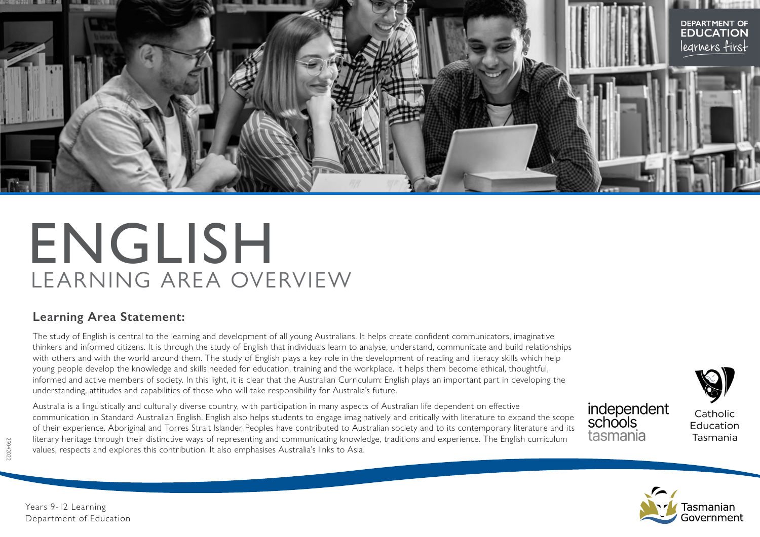# ENGLISH

## LEARNING AREA OVERVIEW

### Learning Area Statement:

The study of English is central to the learning and development of all young Australians. It helps create confident communicators, imaginative thinkers and informed citizens. It is through the study of English that individuals learn to analyse, understand, communicate and build relationships with others and with the world around them. The study of English plays a key role in the development of reading and literacy skills which help young people develop the knowledge and skills needed for education, training and the workplace. It helps them become ethical, thoughtful, informed and active members of society. In this light, it is clear that the Australian Curriculum: English plays an important part in developing the understanding, attitudes and capabilities of those who will take responsibility for Australia's future.

Australia is a linguistically and culturally diverse country, with participation in many aspects of Australian life dependent on effective communication in Standard Australian English. English also helps students to engage imaginatively and critically with literature to expand the scope of their experience. Aboriginal and Torres Strait Islander Peoples have contributed to Australian society and to its contemporary literature and its literary heritage through their distinctive ways of representing and communicating knowledge, traditions and experience. The English curriculum values, respects and explores this contribution. It also emphasises Australia's links to Asia.

Years 9-12 Learning
Department of Education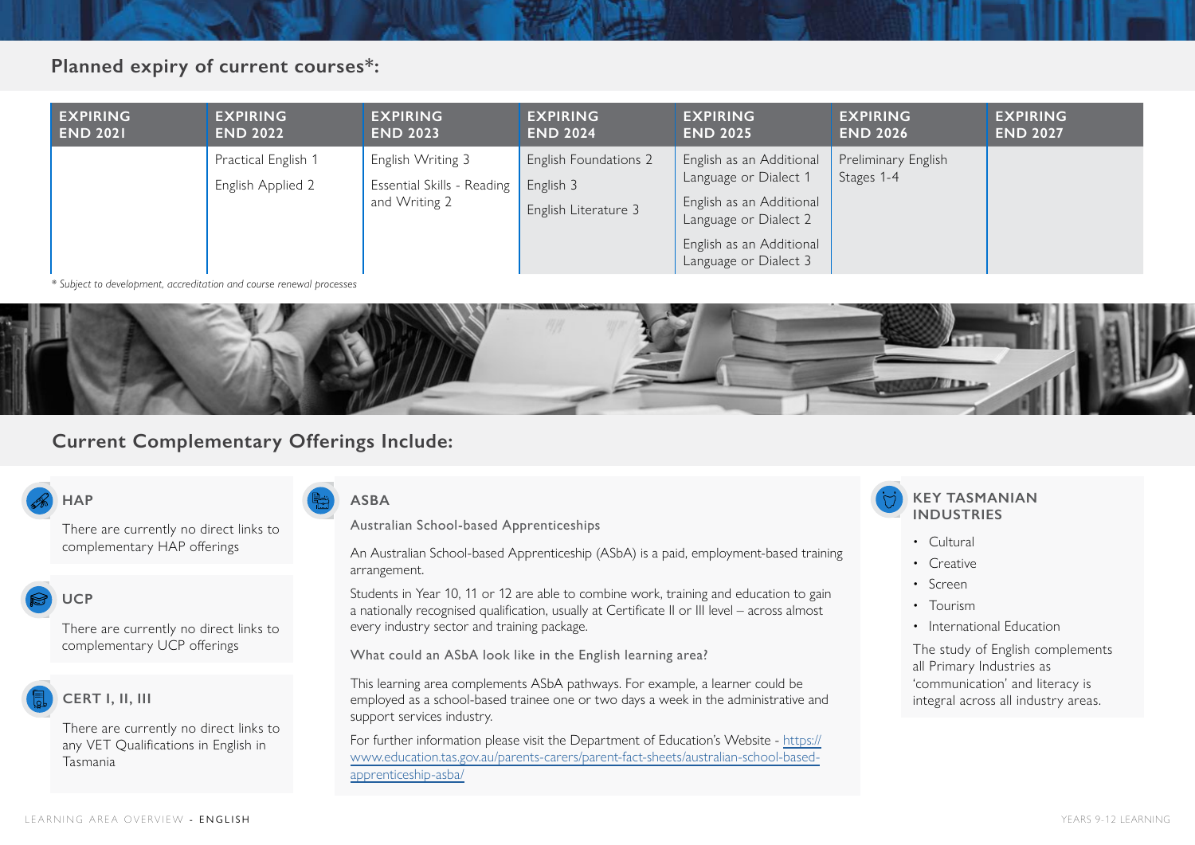## Planned expiry of current courses*:

| EXPIRING END 2021 | EXPIRING END 2022 | EXPIRING END 2023 | EXPIRING END 2024 | EXPIRING END 2025 | EXPIRING END 2026 | EXPIRING END 2027 |
|---|---|---|---|---|---|---|
| | Practical English 1<br>English Applied 2 | English Writing 3<br>Essential Skills - Reading and Writing 2 | English Foundations 2<br>English 3<br>English Literature 3 | English as an Additional Language or Dialect 1<br>English as an Additional Language or Dialect 2<br>English as an Additional Language or Dialect 3 | Preliminary English Stages 1-4 | |

*\* Subject to development, accreditation and course renewal processes*

## Current Complementary Offerings Include:

### HAP

There are currently no direct links to complementary HAP offerings

### UCP

There are currently no direct links to complementary UCP offerings

### CERT I, II, III

There are currently no direct links to any VET Qualifications in English in Tasmania

### ASBA

Australian School-based Apprenticeships

An Australian School-based Apprenticeship (ASbA) is a paid, employment-based training arrangement.

Students in Year 10, 11 or 12 are able to combine work, training and education to gain a nationally recognised qualification, usually at Certificate II or III level – across almost every industry sector and training package.

What could an ASbA look like in the English learning area?

This learning area complements ASbA pathways. For example, a learner could be employed as a school-based trainee one or two days a week in the administrative and support services industry.

For further information please visit the Department of Education's Website - https://www.education.tas.gov.au/parents-carers/parent-fact-sheets/australian-school-based-apprenticeship-asba/

### KEY TASMANIAN INDUSTRIES

- Cultural
- Creative
- Screen
- Tourism
- International Education

The study of English complements all Primary Industries as 'communication' and literacy is integral across all industry areas.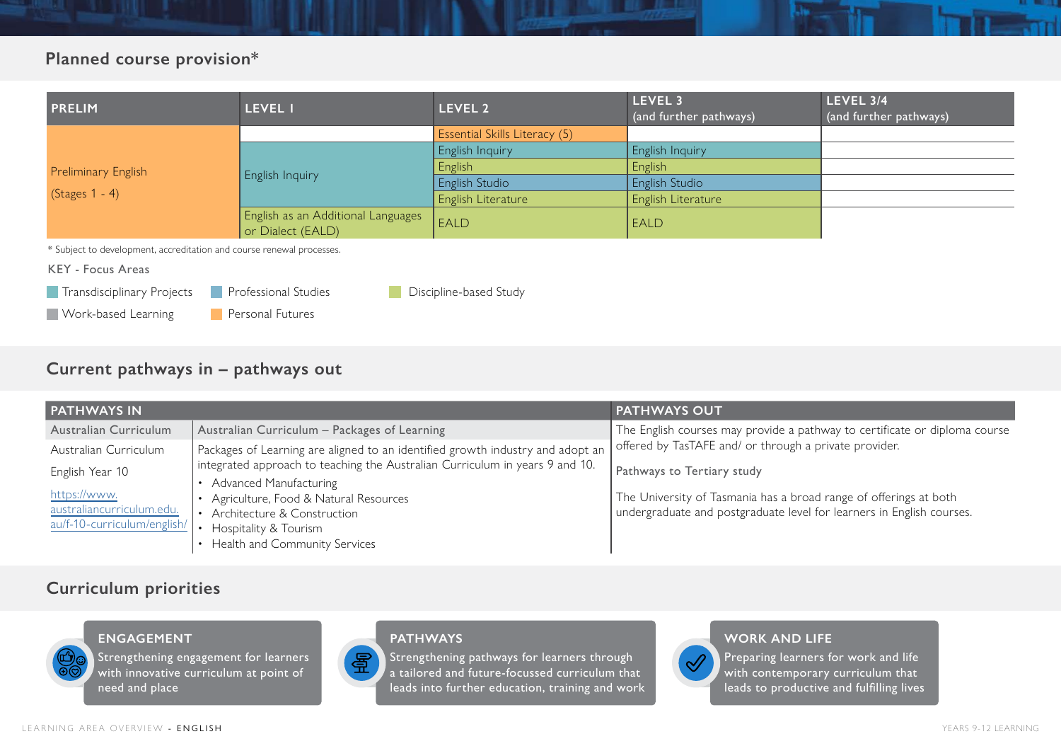## Planned course provision*

| PRELIM | LEVEL 1 | LEVEL 2 | LEVEL 3 (and further pathways) | LEVEL 3/4 (and further pathways) |
|---|---|---|---|---|
| Preliminary English (Stages 1 - 4) | | Essential Skills Literacy (5) | | |
| | English Inquiry | English Inquiry | English Inquiry | |
| | | English | English | |
| | | English Studio | English Studio | |
| | | English Literature | English Literature | |
| | English as an Additional Languages or Dialect (EALD) | EALD | EALD | |

\* Subject to development, accreditation and course renewal processes.

KEY - Focus Areas

- Transdisciplinary Projects
- Professional Studies
- Discipline-based Study
- Work-based Learning
- Personal Futures

## Current pathways in – pathways out

| PATHWAYS IN | | PATHWAYS OUT |
|---|---|---|
| Australian Curriculum | Australian Curriculum – Packages of Learning | The English courses may provide a pathway to certificate or diploma course offered by TasTAFE and/ or through a private provider. |
| Australian Curriculum<br>English Year 10<br>https://www.australiancurriculum.edu.au/f-10-curriculum/english/ | Packages of Learning are aligned to an identified growth industry and adopt an integrated approach to teaching the Australian Curriculum in years 9 and 10.<br>• Advanced Manufacturing<br>• Agriculture, Food & Natural Resources<br>• Architecture & Construction<br>• Hospitality & Tourism<br>• Health and Community Services | Pathways to Tertiary study<br><br>The University of Tasmania has a broad range of offerings at both undergraduate and postgraduate level for learners in English courses. |

## Curriculum priorities

**ENGAGEMENT**

Strengthening engagement for learners with innovative curriculum at point of need and place

**PATHWAYS**

Strengthening pathways for learners through a tailored and future-focussed curriculum that leads into further education, training and work

**WORK AND LIFE**

Preparing learners for work and life with contemporary curriculum that leads to productive and fulfilling lives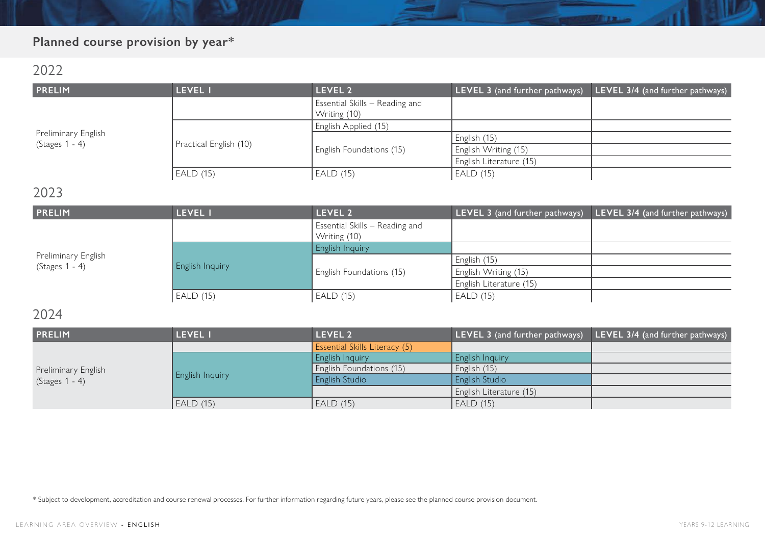## Planned course provision by year*

### 2022

| PRELIM | LEVEL 1 | LEVEL 2 | LEVEL 3 (and further pathways) | LEVEL 3/4 (and further pathways) |
|---|---|---|---|---|
| Preliminary English (Stages 1 - 4) | | Essential Skills – Reading and Writing (10) | | |
| | Practical English (10) | English Applied (15) | | |
| | | English Foundations (15) | English (15) | |
| | | | English Writing (15) | |
| | | | English Literature (15) | |
| | EALD (15) | EALD (15) | EALD (15) | |

### 2023

| PRELIM | LEVEL 1 | LEVEL 2 | LEVEL 3 (and further pathways) | LEVEL 3/4 (and further pathways) |
|---|---|---|---|---|
| Preliminary English (Stages 1 - 4) | | Essential Skills – Reading and Writing (10) | | |
| | English Inquiry | English Inquiry | | |
| | | English Foundations (15) | English (15) | |
| | | | English Writing (15) | |
| | | | English Literature (15) | |
| | EALD (15) | EALD (15) | EALD (15) | |

### 2024

| PRELIM | LEVEL 1 | LEVEL 2 | LEVEL 3 (and further pathways) | LEVEL 3/4 (and further pathways) |
|---|---|---|---|---|
| Preliminary English (Stages 1 - 4) | | Essential Skills Literacy (5) | | |
| | English Inquiry | English Inquiry | English Inquiry | |
| | | English Foundations (15) | English (15) | |
| | | English Studio | English Studio | |
| | | | English Literature (15) | |
| | EALD (15) | EALD (15) | EALD (15) | |

* Subject to development, accreditation and course renewal processes. For further information regarding future years, please see the planned course provision document.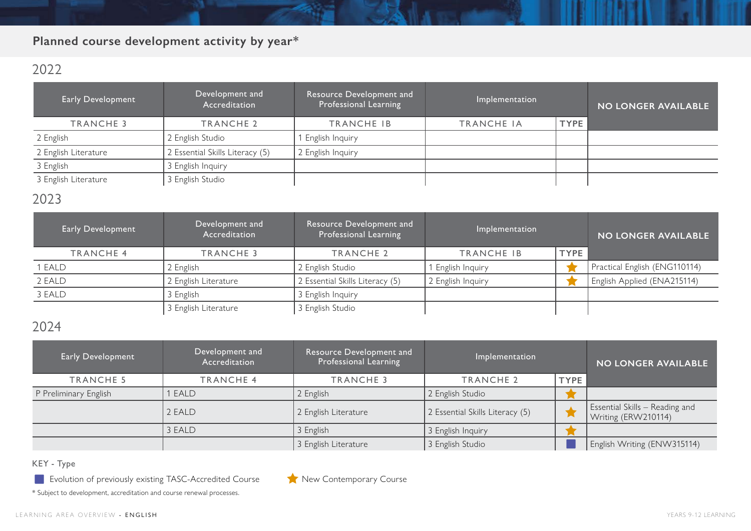## Planned course development activity by year*

### 2022

| Early Development | Development and Accreditation | Resource Development and Professional Learning | Implementation | | NO LONGER AVAILABLE |
|---|---|---|---|---|---|
| TRANCHE 3 | TRANCHE 2 | TRANCHE 1B | TRANCHE 1A | TYPE | |
| 2 English | 2 English Studio | 1 English Inquiry | | | |
| 2 English Literature | 2 Essential Skills Literacy (5) | 2 English Inquiry | | | |
| 3 English | 3 English Inquiry | | | | |
| 3 English Literature | 3 English Studio | | | | |

### 2023

| Early Development | Development and Accreditation | Resource Development and Professional Learning | Implementation | | NO LONGER AVAILABLE |
|---|---|---|---|---|---|
| TRANCHE 4 | TRANCHE 3 | TRANCHE 2 | TRANCHE 1B | TYPE | |
| 1 EALD | 2 English | 2 English Studio | 1 English Inquiry | ★ | Practical English (ENG110114) |
| 2 EALD | 2 English Literature | 2 Essential Skills Literacy (5) | 2 English Inquiry | ★ | English Applied (ENA215114) |
| 3 EALD | 3 English | 3 English Inquiry | | | |
| | 3 English Literature | 3 English Studio | | | |

### 2024

| Early Development | Development and Accreditation | Resource Development and Professional Learning | Implementation | | NO LONGER AVAILABLE |
|---|---|---|---|---|---|
| TRANCHE 5 | TRANCHE 4 | TRANCHE 3 | TRANCHE 2 | TYPE | |
| P Preliminary English | 1 EALD | 2 English | 2 English Studio | ★ | |
| | 2 EALD | 2 English Literature | 2 Essential Skills Literacy (5) | ★ | Essential Skills – Reading and Writing (ERW210114) |
| | 3 EALD | 3 English | 3 English Inquiry | ★ | |
| | | 3 English Literature | 3 English Studio | ■ | English Writing (ENW315114) |

KEY - Type

■ Evolution of previously existing TASC-Accredited Course

★ New Contemporary Course

* Subject to development, accreditation and course renewal processes.